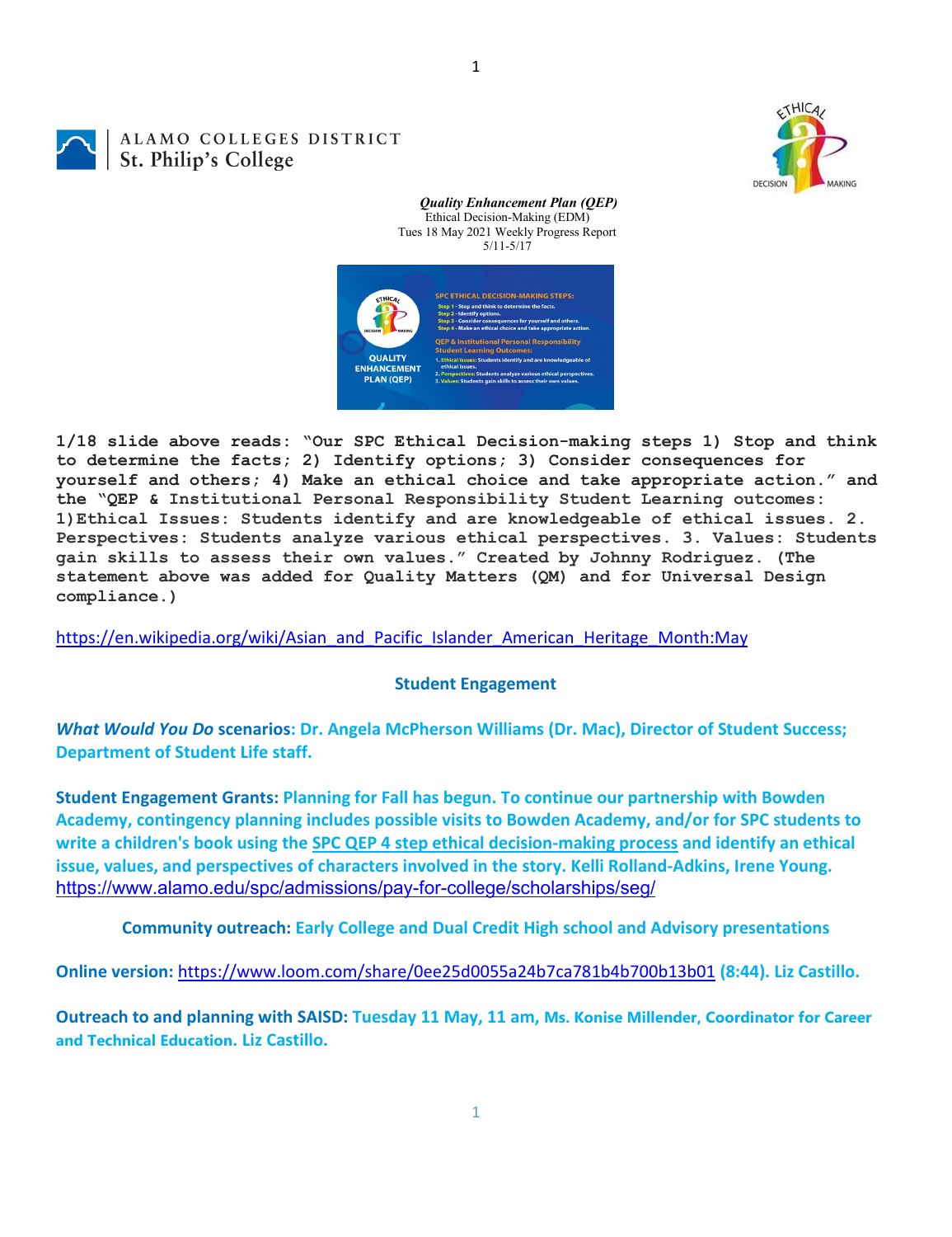ALAMO COLLEGES DISTRICT
St. Philip's College

***Quality Enhancement Plan (QEP)***
Ethical Decision-Making (EDM)
Tues 18 May 2021 Weekly Progress Report
5/11-5/17

**1/18 slide above reads: "Our SPC Ethical Decision-making steps 1) Stop and think to determine the facts; 2) Identify options; 3) Consider consequences for yourself and others; 4) Make an ethical choice and take appropriate action." and the "QEP & Institutional Personal Responsibility Student Learning outcomes: 1)Ethical Issues: Students identify and are knowledgeable of ethical issues. 2. Perspectives: Students analyze various ethical perspectives. 3. Values: Students gain skills to assess their own values." Created by Johnny Rodriguez. (The statement above was added for Quality Matters (QM) and for Universal Design compliance.)**

https://en.wikipedia.org/wiki/Asian_and_Pacific_Islander_American_Heritage_Month:May

## Student Engagement

***What Would You Do*** **scenarios: Dr. Angela McPherson Williams (Dr. Mac), Director of Student Success; Department of Student Life staff.**

**Student Engagement Grants: Planning for Fall has begun. To continue our partnership with Bowden Academy, contingency planning includes possible visits to Bowden Academy, and/or for SPC students to write a children's book using the SPC QEP 4 step ethical decision-making process and identify an ethical issue, values, and perspectives of characters involved in the story. Kelli Rolland-Adkins, Irene Young.**
https://www.alamo.edu/spc/admissions/pay-for-college/scholarships/seg/

**Community outreach: Early College and Dual Credit High school and Advisory presentations**

**Online version:** https://www.loom.com/share/0ee25d0055a24b7ca781b4b700b13b01 **(8:44). Liz Castillo.**

**Outreach to and planning with SAISD: Tuesday 11 May, 11 am, Ms. Konise Millender, Coordinator for Career and Technical Education. Liz Castillo.**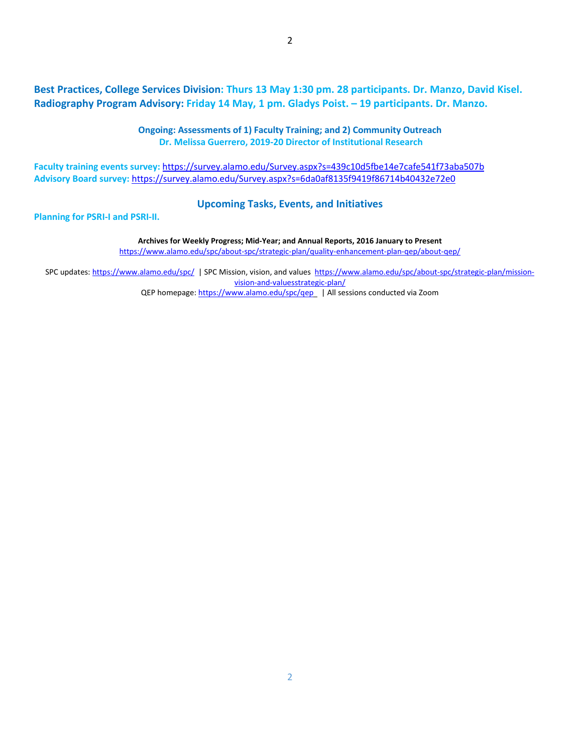**Best Practices, College Services Division: Thurs 13 May 1:30 pm. 28 participants. Dr. Manzo, David Kisel.**
**Radiography Program Advisory: Friday 14 May, 1 pm. Gladys Poist. – 19 participants. Dr. Manzo.**

**Ongoing: Assessments of 1) Faculty Training; and 2) Community Outreach**
**Dr. Melissa Guerrero, 2019-20 Director of Institutional Research**

**Faculty training events survey:** https://survey.alamo.edu/Survey.aspx?s=439c10d5fbe14e7cafe541f73aba507b
**Advisory Board survey:** https://survey.alamo.edu/Survey.aspx?s=6da0af8135f9419f86714b40432e72e0

## Upcoming Tasks, Events, and Initiatives

**Planning for PSRI-I and PSRI-II.**

**Archives for Weekly Progress; Mid-Year; and Annual Reports, 2016 January to Present**
https://www.alamo.edu/spc/about-spc/strategic-plan/quality-enhancement-plan-qep/about-qep/

SPC updates: https://www.alamo.edu/spc/ | SPC Mission, vision, and values https://www.alamo.edu/spc/about-spc/strategic-plan/mission-vision-and-valuesstrategic-plan/
QEP homepage: https://www.alamo.edu/spc/qep | All sessions conducted via Zoom